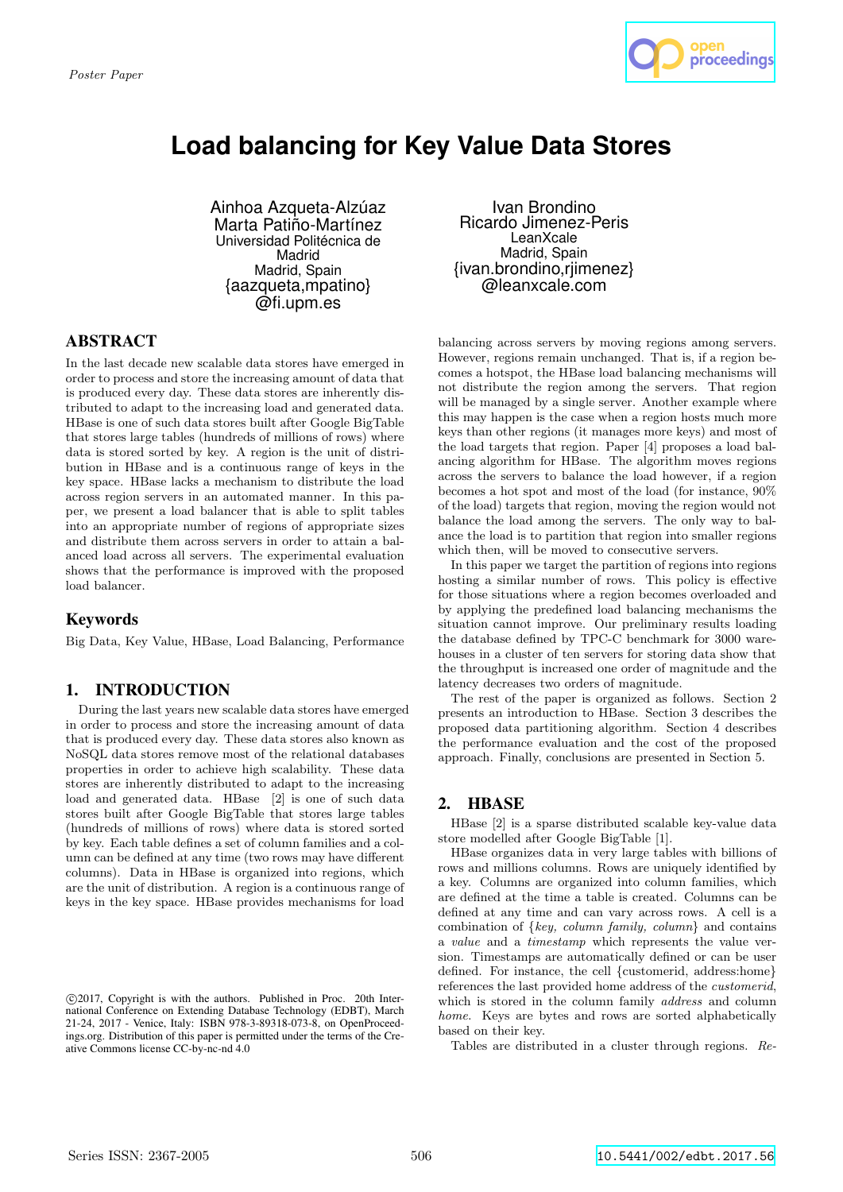Poster Paper

# Load balancing for Key Value Data Stores

Ainhoa Azqueta-Alzúaz
Marta Patiño-Martínez
Universidad Politécnica de Madrid
Madrid, Spain
{aazqueta,mpatino}@fi.upm.es

Ivan Brondino
Ricardo Jimenez-Peris
LeanXcale
Madrid, Spain
{ivan.brondino,rjimenez}@leanxcale.com

## ABSTRACT

In the last decade new scalable data stores have emerged in order to process and store the increasing amount of data that is produced every day. These data stores are inherently distributed to adapt to the increasing load and generated data. HBase is one of such data stores built after Google BigTable that stores large tables (hundreds of millions of rows) where data is stored sorted by key. A region is the unit of distribution in HBase and is a continuous range of keys in the key space. HBase lacks a mechanism to distribute the load across region servers in an automated manner. In this paper, we present a load balancer that is able to split tables into an appropriate number of regions of appropriate sizes and distribute them across servers in order to attain a balanced load across all servers. The experimental evaluation shows that the performance is improved with the proposed load balancer.

## Keywords

Big Data, Key Value, HBase, Load Balancing, Performance

## 1. INTRODUCTION

During the last years new scalable data stores have emerged in order to process and store the increasing amount of data that is produced every day. These data stores also known as NoSQL data stores remove most of the relational databases properties in order to achieve high scalability. These data stores are inherently distributed to adapt to the increasing load and generated data. HBase [2] is one of such data stores built after Google BigTable that stores large tables (hundreds of millions of rows) where data is stored sorted by key. Each table defines a set of column families and a column can be defined at any time (two rows may have different columns). Data in HBase is organized into regions, which are the unit of distribution. A region is a continuous range of keys in the key space. HBase provides mechanisms for load balancing across servers by moving regions among servers. However, regions remain unchanged. That is, if a region becomes a hotspot, the HBase load balancing mechanisms will not distribute the region among the servers. That region will be managed by a single server. Another example where this may happen is the case when a region hosts much more keys than other regions (it manages more keys) and most of the load targets that region. Paper [4] proposes a load balancing algorithm for HBase. The algorithm moves regions across the servers to balance the load however, if a region becomes a hot spot and most of the load (for instance, 90% of the load) targets that region, moving the region would not balance the load among the servers. The only way to balance the load is to partition that region into smaller regions which then, will be moved to consecutive servers.

In this paper we target the partition of regions into regions hosting a similar number of rows. This policy is effective for those situations where a region becomes overloaded and by applying the predefined load balancing mechanisms the situation cannot improve. Our preliminary results loading the database defined by TPC-C benchmark for 3000 warehouses in a cluster of ten servers for storing data show that the throughput is increased one order of magnitude and the latency decreases two orders of magnitude.

The rest of the paper is organized as follows. Section 2 presents an introduction to HBase. Section 3 describes the proposed data partitioning algorithm. Section 4 describes the performance evaluation and the cost of the proposed approach. Finally, conclusions are presented in Section 5.

©2017, Copyright is with the authors. Published in Proc. 20th International Conference on Extending Database Technology (EDBT), March 21-24, 2017 - Venice, Italy: ISBN 978-3-89318-073-8, on OpenProceedings.org. Distribution of this paper is permitted under the terms of the Creative Commons license CC-by-nc-nd 4.0

## 2. HBASE

HBase [2] is a sparse distributed scalable key-value data store modelled after Google BigTable [1].

HBase organizes data in very large tables with billions of rows and millions columns. Rows are uniquely identified by a key. Columns are organized into column families, which are defined at the time a table is created. Columns can be defined at any time and can vary across rows. A cell is a combination of {*key, column family, column*} and contains a *value* and a *timestamp* which represents the value version. Timestamps are automatically defined or can be user defined. For instance, the cell {customerid, address:home} references the last provided home address of the *customerid*, which is stored in the column family *address* and column *home*. Keys are bytes and rows are sorted alphabetically based on their key.

Tables are distributed in a cluster through regions. *Re-*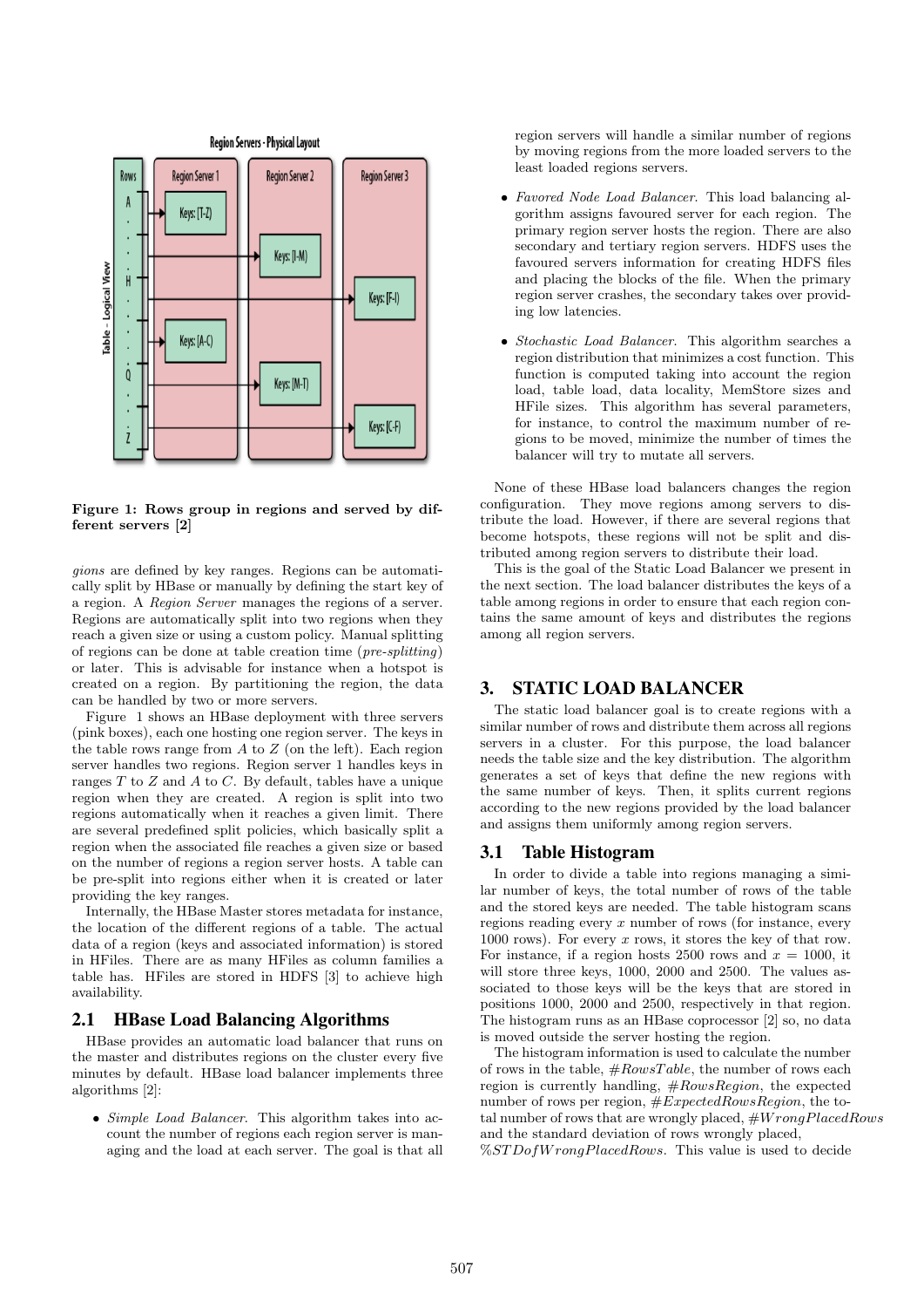**Figure 1: Rows group in regions and served by different servers [2]**

*gions* are defined by key ranges. Regions can be automatically split by HBase or manually by defining the start key of a region. A *Region Server* manages the regions of a server. Regions are automatically split into two regions when they reach a given size or using a custom policy. Manual splitting of regions can be done at table creation time (*pre-splitting*) or later. This is advisable for instance when a hotspot is created on a region. By partitioning the region, the data can be handled by two or more servers.

Figure 1 shows an HBase deployment with three servers (pink boxes), each one hosting one region server. The keys in the table rows range from $A$ to $Z$ (on the left). Each region server handles two regions. Region server 1 handles keys in ranges $T$ to $Z$ and $A$ to $C$. By default, tables have a unique region when they are created. A region is split into two regions automatically when it reaches a given limit. There are several predefined split policies, which basically split a region when the associated file reaches a given size or based on the number of regions a region server hosts. A table can be pre-split into regions either when it is created or later providing the key ranges.

Internally, the HBase Master stores metadata for instance, the location of the different regions of a table. The actual data of a region (keys and associated information) is stored in HFiles. There are as many HFiles as column families a table has. HFiles are stored in HDFS [3] to achieve high availability.

## 2.1 HBase Load Balancing Algorithms

HBase provides an automatic load balancer that runs on the master and distributes regions on the cluster every five minutes by default. HBase load balancer implements three algorithms [2]:

- *Simple Load Balancer*. This algorithm takes into account the number of regions each region server is managing and the load at each server. The goal is that all region servers will handle a similar number of regions by moving regions from the more loaded servers to the least loaded regions servers.
- *Favored Node Load Balancer*. This load balancing algorithm assigns favoured server for each region. The primary region server hosts the region. There are also secondary and tertiary region servers. HDFS uses the favoured servers information for creating HDFS files and placing the blocks of the file. When the primary region server crashes, the secondary takes over providing low latencies.
- *Stochastic Load Balancer*. This algorithm searches a region distribution that minimizes a cost function. This function is computed taking into account the region load, table load, data locality, MemStore sizes and HFile sizes. This algorithm has several parameters, for instance, to control the maximum number of regions to be moved, minimize the number of times the balancer will try to mutate all servers.

None of these HBase load balancers changes the region configuration. They move regions among servers to distribute the load. However, if there are several regions that become hotspots, these regions will not be split and distributed among region servers to distribute their load.

This is the goal of the Static Load Balancer we present in the next section. The load balancer distributes the keys of a table among regions in order to ensure that each region contains the same amount of keys and distributes the regions among all region servers.

# 3. STATIC LOAD BALANCER

The static load balancer goal is to create regions with a similar number of rows and distribute them across all regions servers in a cluster. For this purpose, the load balancer needs the table size and the key distribution. The algorithm generates a set of keys that define the new regions with the same number of keys. Then, it splits current regions according to the new regions provided by the load balancer and assigns them uniformly among region servers.

## 3.1 Table Histogram

In order to divide a table into regions managing a similar number of keys, the total number of rows of the table and the stored keys are needed. The table histogram scans regions reading every $x$ number of rows (for instance, every 1000 rows). For every $x$ rows, it stores the key of that row. For instance, if a region hosts 2500 rows and $x = 1000$, it will store three keys, 1000, 2000 and 2500. The values associated to those keys will be the keys that are stored in positions 1000, 2000 and 2500, respectively in that region. The histogram runs as an HBase coprocessor [2] so, no data is moved outside the server hosting the region.

The histogram information is used to calculate the number of rows in the table, $\#RowsTable$, the number of rows each region is currently handling, $\#RowsRegion$, the expected number of rows per region, $\#ExpectedRowsRegion$, the total number of rows that are wrongly placed, $\#WrongPlacedRows$ and the standard deviation of rows wrongly placed, $\%STDofWrongPlacedRows$. This value is used to decide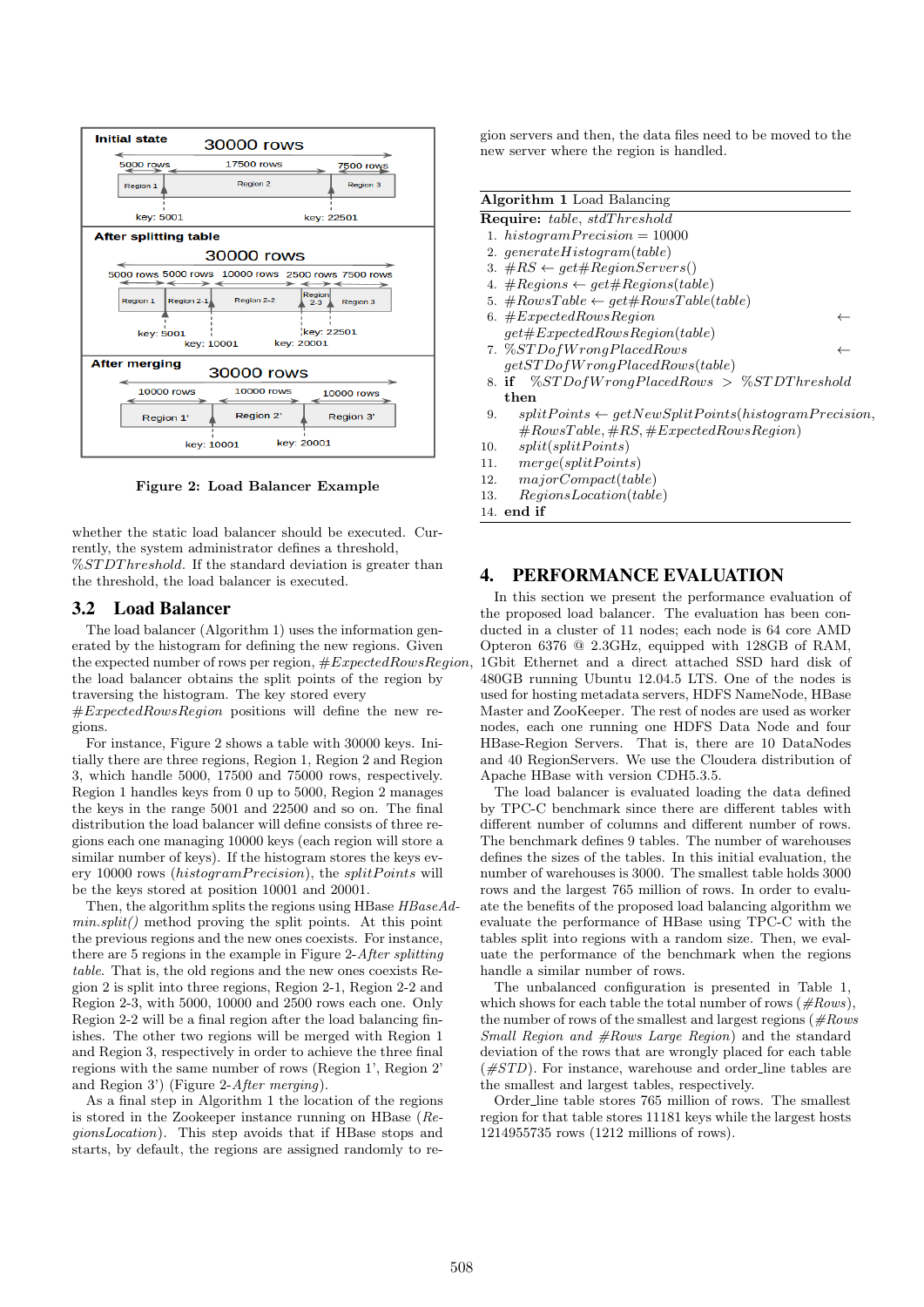Initial state

30000 rows

5000 rows | 17500 rows | 7500 rows

Region 1 | Region 2 | Region 3

key: 5001 | key: 22501

After splitting table

30000 rows

5000 rows | 5000 rows | 10000 rows | 2500 rows | 7500 rows

Region 1 | Region 2-1 | Region 2-2 | Region 2-3 | Region 3

key: 5001 | key: 10001 | key: 20001 | key: 22501

After merging

30000 rows

10000 rows | 10000 rows | 10000 rows

Region 1' | Region 2' | Region 3'

key: 10001 | key: 20001

**Figure 2: Load Balancer Example**

whether the static load balancer should be executed. Currently, the system administrator defines a threshold, *%STDThreshold*. If the standard deviation is greater than the threshold, the load balancer is executed.

## 3.2 Load Balancer

The load balancer (Algorithm 1) uses the information generated by the histogram for defining the new regions. Given the expected number of rows per region, *#ExpectedRowsRegion*, the load balancer obtains the split points of the region by traversing the histogram. The key stored every *#ExpectedRowsRegion* positions will define the new regions.

For instance, Figure 2 shows a table with 30000 keys. Initially there are three regions, Region 1, Region 2 and Region 3, which handle 5000, 17500 and 75000 rows, respectively. Region 1 handles keys from 0 up to 5000, Region 2 manages the keys in the range 5001 and 22500 and so on. The final distribution the load balancer will define consists of three regions each one managing 10000 keys (each region will store a similar number of keys). If the histogram stores the keys every 10000 rows (*histogramPrecision*), the *splitPoints* will be the keys stored at position 10001 and 20001.

Then, the algorithm splits the regions using HBase *HBaseAdmin.split()* method proving the split points. At this point the previous regions and the new ones coexists. For instance, there are 5 regions in the example in Figure 2-*After splitting table*. That is, the old regions and the new ones coexists Region 2 is split into three regions, Region 2-1, Region 2-2 and Region 2-3, with 5000, 10000 and 2500 rows each one. Only Region 2-2 will be a final region after the load balancing finishes. The other two regions will be merged with Region 1 and Region 3, respectively in order to achieve the three final regions with the same number of rows (Region 1', Region 2' and Region 3') (Figure 2-*After merging*).

As a final step in Algorithm 1 the location of the regions is stored in the Zookeeper instance running on HBase (*RegionsLocation*). This step avoids that if HBase stops and starts, by default, the regions are assigned randomly to region servers and then, the data files need to be moved to the new server where the region is handled.

---

**Algorithm 1** Load Balancing

**Require:** *table*, *stdThreshold*

1. $histogramPrecision = 10000$
2. $generateHistogram(table)$
3. $\#RS \leftarrow get\#RegionServers()$
4. $\#Regions \leftarrow get\#Regions(table)$
5. $\#RowsTable \leftarrow get\#RowsTable(table)$
6. $\#ExpectedRowsRegion \leftarrow get\#ExpectedRowsRegion(table)$
7. $\%STDofWrongPlacedRows \leftarrow getSTDofWrongPlacedRows(table)$
8. **if** $\%STDofWrongPlacedRows > \%STDThreshold$ **then**
9. $\quad splitPoints \leftarrow getNewSplitPoints(histogramPrecision, \#RowsTable, \#RS, \#ExpectedRowsRegion)$
10. $\quad split(splitPoints)$
11. $\quad merge(splitPoints)$
12. $\quad majorCompact(table)$
13. $\quad RegionsLocation(table)$
14. **end if**

---

## 4. PERFORMANCE EVALUATION

In this section we present the performance evaluation of the proposed load balancer. The evaluation has been conducted in a cluster of 11 nodes; each node is 64 core AMD Opteron 6376 @ 2.3GHz, equipped with 128GB of RAM, 1Gbit Ethernet and a direct attached SSD hard disk of 480GB running Ubuntu 12.04.5 LTS. One of the nodes is used for hosting metadata servers, HDFS NameNode, HBase Master and ZooKeeper. The rest of nodes are used as worker nodes, each one running one HDFS Data Node and four HBase-Region Servers. That is, there are 10 DataNodes and 40 RegionServers. We use the Cloudera distribution of Apache HBase with version CDH5.3.5.

The load balancer is evaluated loading the data defined by TPC-C benchmark since there are different tables with different number of columns and different number of rows. The benchmark defines 9 tables. The number of warehouses defines the sizes of the tables. In this initial evaluation, the number of warehouses is 3000. The smallest table holds 3000 rows and the largest 765 million of rows. In order to evaluate the benefits of the proposed load balancing algorithm we evaluate the performance of HBase using TPC-C with the tables split into regions with a random size. Then, we evaluate the performance of the benchmark when the regions handle a similar number of rows.

The unbalanced configuration is presented in Table 1, which shows for each table the total number of rows (*#Rows*), the number of rows of the smallest and largest regions (*#Rows Small Region and #Rows Large Region*) and the standard deviation of the rows that are wrongly placed for each table (*#STD*). For instance, warehouse and order_line tables are the smallest and largest tables, respectively.

Order_line table stores 765 million of rows. The smallest region for that table stores 11181 keys while the largest hosts 1214955735 rows (1212 millions of rows).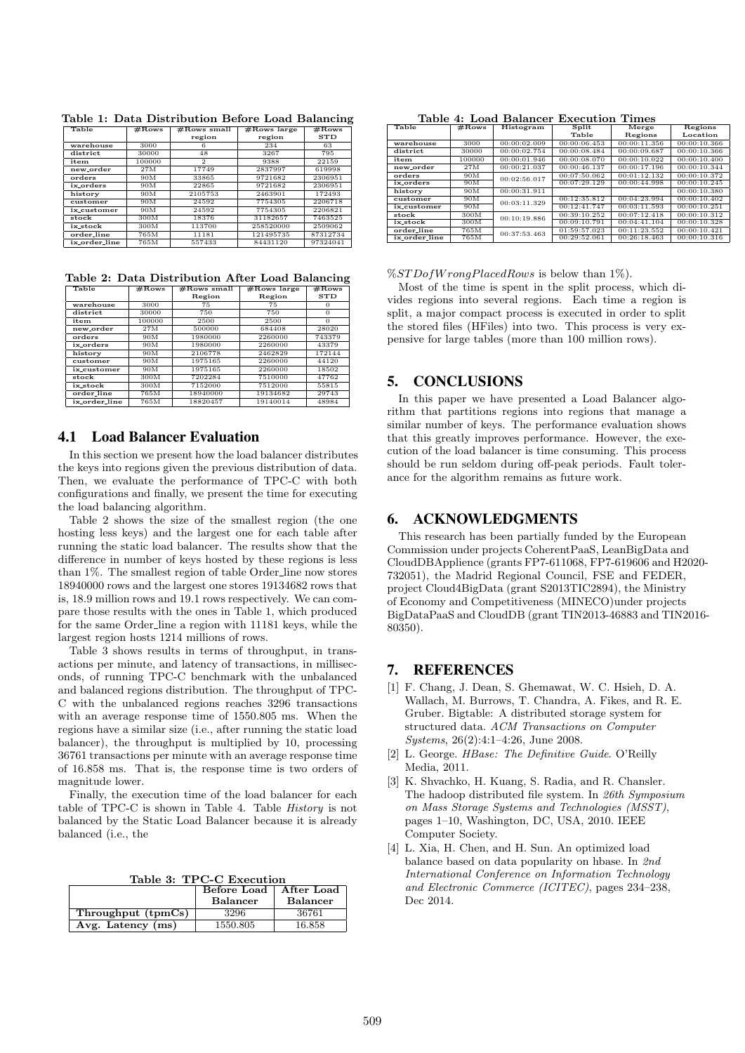**Table 1: Data Distribution Before Load Balancing**

| Table | #Rows | #Rows small region | #Rows large region | #Rows STD |
|---|---|---|---|---|
| warehouse | 3000 | 6 | 234 | 63 |
| district | 30000 | 48 | 3267 | 795 |
| item | 100000 | 2 | 9388 | 22159 |
| new_order | 27M | 17749 | 2837997 | 619998 |
| orders | 90M | 33865 | 9721682 | 2306951 |
| ix_orders | 90M | 22865 | 9721682 | 2306951 |
| history | 90M | 2105753 | 2463901 | 172493 |
| customer | 90M | 24592 | 7754305 | 2206718 |
| ix_customer | 90M | 24592 | 7754305 | 2206821 |
| stock | 300M | 18376 | 31182657 | 7463525 |
| ix_stock | 300M | 113700 | 258520000 | 2509062 |
| order_line | 765M | 11181 | 121495735 | 87312734 |
| ix_order_line | 765M | 557433 | 84431120 | 97324041 |

**Table 2: Data Distribution After Load Balancing**

| Table | #Rows | #Rows small Region | #Rows large Region | #Rows STD |
|---|---|---|---|---|
| warehouse | 3000 | 75 | 75 | 0 |
| district | 30000 | 750 | 750 | 0 |
| item | 100000 | 2500 | 2500 | 0 |
| new_order | 27M | 500000 | 684408 | 28020 |
| orders | 90M | 1980000 | 2260000 | 743379 |
| ix_orders | 90M | 1980000 | 2260000 | 43379 |
| history | 90M | 2106778 | 2462829 | 172144 |
| customer | 90M | 1975165 | 2260000 | 44120 |
| ix_customer | 90M | 1975165 | 2260000 | 18502 |
| stock | 300M | 7202284 | 7510000 | 47762 |
| ix_stock | 300M | 7152000 | 7512000 | 55815 |
| order_line | 765M | 18940000 | 19134682 | 29743 |
| ix_order_line | 765M | 18820457 | 19140014 | 48984 |

## 4.1 Load Balancer Evaluation

In this section we present how the load balancer distributes the keys into regions given the previous distribution of data. Then, we evaluate the performance of TPC-C with both configurations and finally, we present the time for executing the load balancing algorithm.

Table 2 shows the size of the smallest region (the one hosting less keys) and the largest one for each table after running the static load balancer. The results show that the difference in number of keys hosted by these regions is less than 1%. The smallest region of table Order_line now stores 18940000 rows and the largest one stores 19134682 rows that is, 18.9 million rows and 19.1 rows respectively. We can compare those results with the ones in Table 1, which produced for the same Order_line a region with 11181 keys, while the largest region hosts 1214 millions of rows.

Table 3 shows results in terms of throughput, in transactions per minute, and latency of transactions, in milliseconds, of running TPC-C benchmark with the unbalanced and balanced regions distribution. The throughput of TPC-C with the unbalanced regions reaches 3296 transactions with an average response time of 1550.805 ms. When the regions have a similar size (i.e., after running the static load balancer), the throughput is multiplied by 10, processing 36761 transactions per minute with an average response time of 16.858 ms. That is, the response time is two orders of magnitude lower.

Finally, the execution time of the load balancer for each table of TPC-C is shown in Table 4. Table *History* is not balanced by the Static Load Balancer because it is already balanced (i.e., the $\%STDofWrongPlacedRows$ is below than 1%).

**Table 3: TPC-C Execution**

| | Before Load Balancer | After Load Balancer |
|---|---|---|
| Throughput (tpmCs) | 3296 | 36761 |
| Avg. Latency (ms) | 1550.805 | 16.858 |

**Table 4: Load Balancer Execution Times**

| Table | #Rows | Histogram | Split Table | Merge Regions | Regions Location |
|---|---|---|---|---|---|
| warehouse | 3000 | 00:00:02.009 | 00:00:06.453 | 00:00:11.356 | 00:00:10.366 |
| district | 30000 | 00:00:02.754 | 00:00:08.484 | 00:00:09.687 | 00:00:10.366 |
| item | 100000 | 00:00:01.946 | 00:00:08.070 | 00:00:10.022 | 00:00:10.400 |
| new_order | 27M | 00:00:21.037 | 00:00:46.137 | 00:00:17.196 | 00:00:10.344 |
| orders | 90M | 00:02:56.017 | 00:07:50.062 | 00:01:12.132 | 00:00:10.372 |
| ix_orders | 90M | | 00:07:29.129 | 00:00:44.998 | 00:00:10.245 |
| history | 90M | 00:00:31.911 | | | 00:00:10.380 |
| customer | 90M | 00:03:11.329 | 00:12:35.812 | 00:04:23.994 | 00:00:10.402 |
| ix_customer | 90M | | 00:12:41.747 | 00:03:11.593 | 00:00:10.251 |
| stock | 300M | 00:10:19.886 | 00:39:10.252 | 00:07:12.418 | 00:00:10.312 |
| ix_stock | 300M | | 00:09:10.791 | 00:04:41.104 | 00:00:10.328 |
| order_line | 765M | 00:37:53.463 | 01:59:57.023 | 00:11:23.552 | 00:00:10.421 |
| ix_order_line | 765M | | 00:29:52.061 | 00:26:18.463 | 00:00:10.316 |

Most of the time is spent in the split process, which divides regions into several regions. Each time a region is split, a major compact process is executed in order to split the stored files (HFiles) into two. This process is very expensive for large tables (more than 100 million rows).

## 5. CONCLUSIONS

In this paper we have presented a Load Balancer algorithm that partitions regions into regions that manage a similar number of keys. The performance evaluation shows that this greatly improves performance. However, the execution of the load balancer is time consuming. This process should be run seldom during off-peak periods. Fault tolerance for the algorithm remains as future work.

## 6. ACKNOWLEDGMENTS

This research has been partially funded by the European Commission under projects CoherentPaaS, LeanBigData and CloudDBApplience (grants FP7-611068, FP7-619606 and H2020-732051), the Madrid Regional Council, FSE and FEDER, project Cloud4BigData (grant S2013TIC2894), the Ministry of Economy and Competitiveness (MINECO)under projects BigDataPaaS and CloudDB (grant TIN2013-46883 and TIN2016-80350).

## 7. REFERENCES

[1] F. Chang, J. Dean, S. Ghemawat, W. C. Hsieh, D. A. Wallach, M. Burrows, T. Chandra, A. Fikes, and R. E. Gruber. Bigtable: A distributed storage system for structured data. *ACM Transactions on Computer Systems*, 26(2):4:1–4:26, June 2008.

[2] L. George. *HBase: The Definitive Guide*. O'Reilly Media, 2011.

[3] K. Shvachko, H. Kuang, S. Radia, and R. Chansler. The hadoop distributed file system. In *26th Symposium on Mass Storage Systems and Technologies (MSST)*, pages 1–10, Washington, DC, USA, 2010. IEEE Computer Society.

[4] L. Xia, H. Chen, and H. Sun. An optimized load balance based on data popularity on hbase. In *2nd International Conference on Information Technology and Electronic Commerce (ICITEC)*, pages 234–238, Dec 2014.